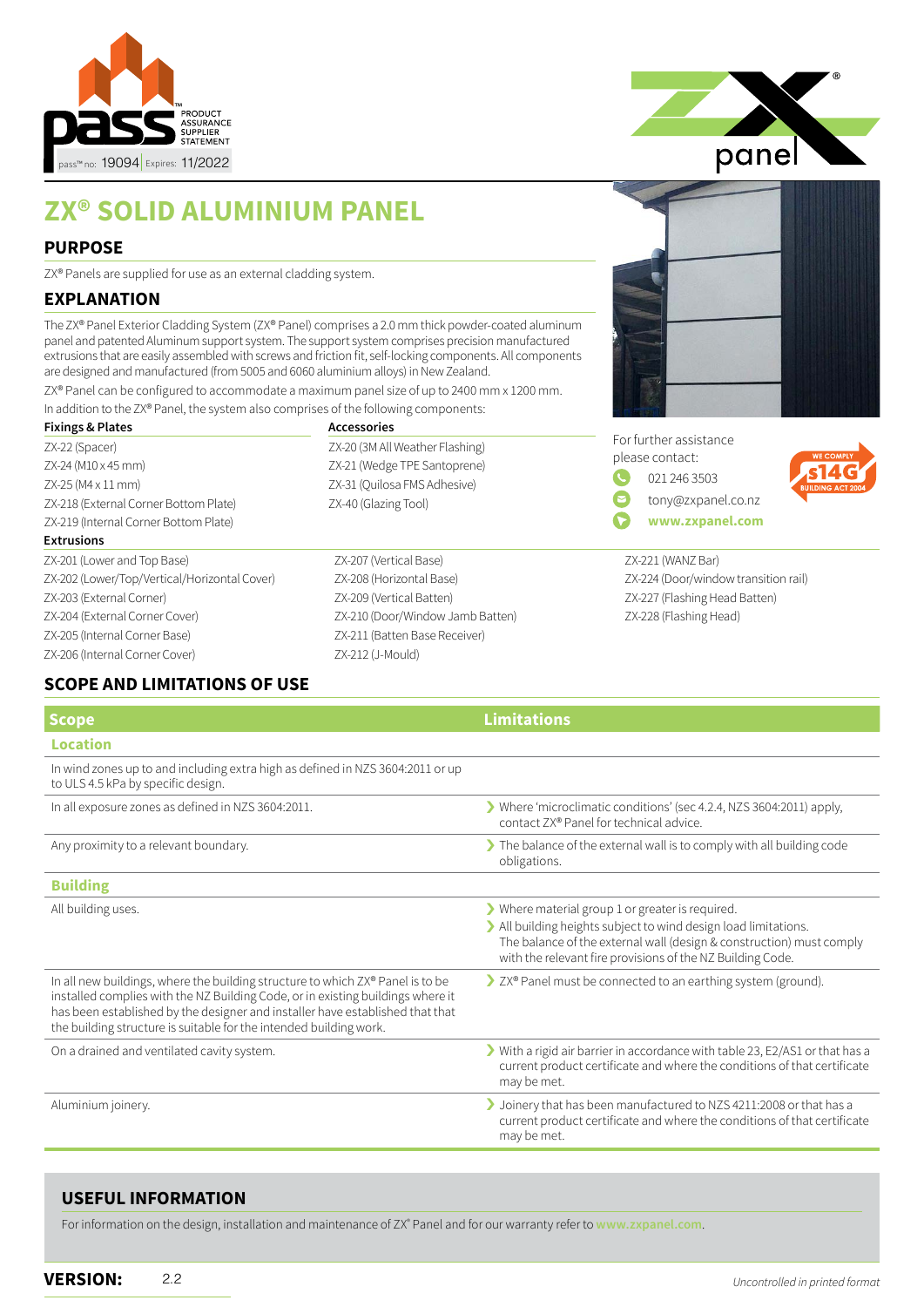PRODUCT ASSURANCE SUPPLIER STATEMENT

pass™ no: 19094 Expires: 11/2022

# ZX® SOLID ALUMINIUM PANEL

## PURPOSE

ZX® Panels are supplied for use as an external cladding system.

## EXPLANATION

The ZX® Panel Exterior Cladding System (ZX® Panel) comprises a 2.0 mm thick powder-coated aluminum panel and patented Aluminum support system. The support system comprises precision manufactured extrusions that are easily assembled with screws and friction fit, self-locking components. All components are designed and manufactured (from 5005 and 6060 aluminium alloys) in New Zealand.

ZX® Panel can be configured to accommodate a maximum panel size of up to 2400 mm x 1200 mm.

In addition to the ZX® Panel, the system also comprises of the following components:

**Fixings & Plates**

- ZX-22 (Spacer)
- ZX-24 (M10 x 45 mm)
- ZX-25 (M4 x 11 mm)
- ZX-218 (External Corner Bottom Plate)
- ZX-219 (Internal Corner Bottom Plate)

**Accessories**

- ZX-20 (3M All Weather Flashing)
- ZX-21 (Wedge TPE Santoprene)
- ZX-31 (Quilosa FMS Adhesive)
- ZX-40 (Glazing Tool)

**Extrusions**

- ZX-201 (Lower and Top Base)
- ZX-202 (Lower/Top/Vertical/Horizontal Cover)
- ZX-203 (External Corner)
- ZX-204 (External Corner Cover)
- ZX-205 (Internal Corner Base)
- ZX-206 (Internal Corner Cover)
- ZX-207 (Vertical Base)
- ZX-208 (Horizontal Base)
- ZX-209 (Vertical Batten)
- ZX-210 (Door/Window Jamb Batten)
- ZX-211 (Batten Base Receiver)
- ZX-212 (J-Mould)
- ZX-221 (WANZ Bar)
- ZX-224 (Door/window transition rail)
- ZX-227 (Flashing Head Batten)
- ZX-228 (Flashing Head)

For further assistance please contact:

- 021 246 3503
- tony@zxpanel.co.nz
- **www.zxpanel.com**

WE COMPLY s14G BUILDING ACT 2004

## SCOPE AND LIMITATIONS OF USE

| Scope | Limitations |
|---|---|
| **Location** | |
| In wind zones up to and including extra high as defined in NZS 3604:2011 or up to ULS 4.5 kPa by specific design. | |
| In all exposure zones as defined in NZS 3604:2011. | Where 'microclimatic conditions' (sec 4.2.4, NZS 3604:2011) apply, contact ZX® Panel for technical advice. |
| Any proximity to a relevant boundary. | The balance of the external wall is to comply with all building code obligations. |
| **Building** | |
| All building uses. | Where material group 1 or greater is required.<br>All building heights subject to wind design load limitations. The balance of the external wall (design & construction) must comply with the relevant fire provisions of the NZ Building Code. |
| In all new buildings, where the building structure to which ZX® Panel is to be installed complies with the NZ Building Code, or in existing buildings where it has been established by the designer and installer have established that that the building structure is suitable for the intended building work. | ZX® Panel must be connected to an earthing system (ground). |
| On a drained and ventilated cavity system. | With a rigid air barrier in accordance with table 23, E2/AS1 or that has a current product certificate and where the conditions of that certificate may be met. |
| Aluminium joinery. | Joinery that has been manufactured to NZS 4211:2008 or that has a current product certificate and where the conditions of that certificate may be met. |

## USEFUL INFORMATION

For information on the design, installation and maintenance of ZX® Panel and for our warranty refer to www.zxpanel.com.

**VERSION:** 2.2

*Uncontrolled in printed format*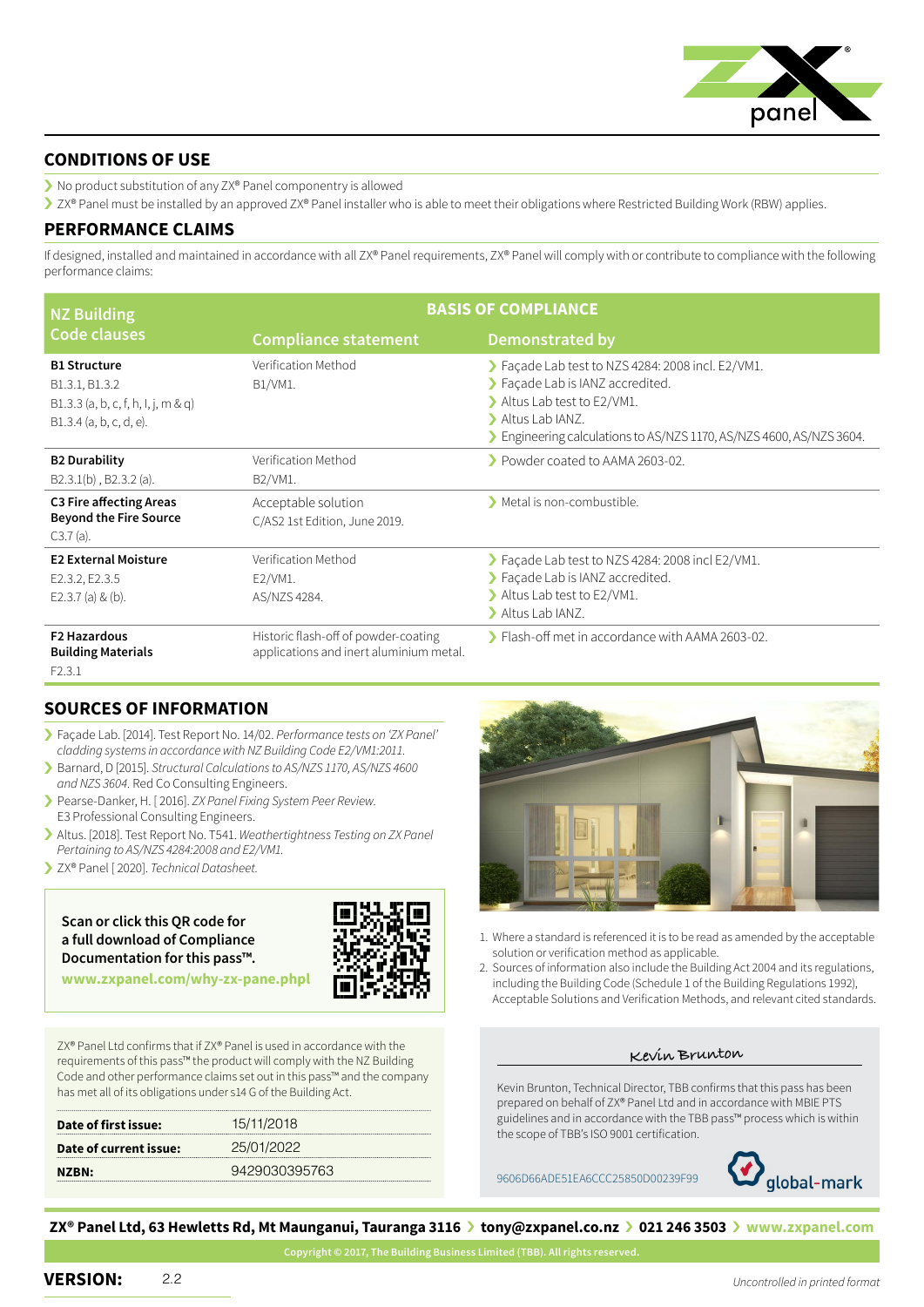## CONDITIONS OF USE

- No product substitution of any ZX® Panel componentry is allowed
- ZX® Panel must be installed by an approved ZX® Panel installer who is able to meet their obligations where Restricted Building Work (RBW) applies.

## PERFORMANCE CLAIMS

If designed, installed and maintained in accordance with all ZX® Panel requirements, ZX® Panel will comply with or contribute to compliance with the following performance claims:

| NZ Building Code clauses | BASIS OF COMPLIANCE | |
|---|---|---|
| | **Compliance statement** | **Demonstrated by** |
| **B1 Structure**<br>B1.3.1, B1.3.2<br>B1.3.3 (a, b, c, f, h, I, j, m & q)<br>B1.3.4 (a, b, c, d, e). | Verification Method<br>B1/VM1. | Façade Lab test to NZS 4284: 2008 incl. E2/VM1.<br>Façade Lab is IANZ accredited.<br>Altus Lab test to E2/VM1.<br>Altus Lab IANZ.<br>Engineering calculations to AS/NZS 1170, AS/NZS 4600, AS/NZS 3604. |
| **B2 Durability**<br>B2.3.1(b) , B2.3.2 (a). | Verification Method<br>B2/VM1. | Powder coated to AAMA 2603-02. |
| **C3 Fire affecting Areas Beyond the Fire Source**<br>C3.7 (a). | Acceptable solution<br>C/AS2 1st Edition, June 2019. | Metal is non-combustible. |
| **E2 External Moisture**<br>E2.3.2, E2.3.5<br>E2.3.7 (a) & (b). | Verification Method<br>E2/VM1.<br>AS/NZS 4284. | Façade Lab test to NZS 4284: 2008 incl E2/VM1.<br>Façade Lab is IANZ accredited.<br>Altus Lab test to E2/VM1.<br>Altus Lab IANZ. |
| **F2 Hazardous Building Materials**<br>F2.3.1 | Historic flash-off of powder-coating applications and inert aluminium metal. | Flash-off met in accordance with AAMA 2603-02. |

## SOURCES OF INFORMATION

- Façade Lab. [2014]. Test Report No. 14/02. *Performance tests on 'ZX Panel' cladding systems in accordance with NZ Building Code E2/VM1:2011.*
- Barnard, D [2015]. *Structural Calculations to AS/NZS 1170, AS/NZS 4600 and NZS 3604.* Red Co Consulting Engineers.
- Pearse-Danker, H. [ 2016]. *ZX Panel Fixing System Peer Review.* E3 Professional Consulting Engineers.
- Altus. [2018]. Test Report No. T541. *Weathertightness Testing on ZX Panel Pertaining to AS/NZS 4284:2008 and E2/VM1.*
- ZX® Panel [ 2020]. *Technical Datasheet.*

**Scan or click this QR code for a full download of Compliance Documentation for this pass™.**
**www.zxpanel.com/why-zx-pane.phpl**

1. Where a standard is referenced it is to be read as amended by the acceptable solution or verification method as applicable.
2. Sources of information also include the Building Act 2004 and its regulations, including the Building Code (Schedule 1 of the Building Regulations 1992), Acceptable Solutions and Verification Methods, and relevant cited standards.

ZX® Panel Ltd confirms that if ZX® Panel is used in accordance with the requirements of this pass™ the product will comply with the NZ Building Code and other performance claims set out in this pass™ and the company has met all of its obligations under s14 G of the Building Act.

| | |
|---|---|
| **Date of first issue:** | 15/11/2018 |
| **Date of current issue:** | 25/01/2022 |
| **NZBN:** | 9429030395763 |

Kevin Brunton

Kevin Brunton, Technical Director, TBB confirms that this pass has been prepared on behalf of ZX® Panel Ltd and in accordance with MBIE PTS guidelines and in accordance with the TBB pass™ process which is within the scope of TBB's ISO 9001 certification.

9606D66ADE51EA6CCC25850D00239F99

global-mark

**ZX® Panel Ltd, 63 Hewletts Rd, Mt Maunganui, Tauranga 3116 › tony@zxpanel.co.nz › 021 246 3503 › www.zxpanel.com**

Copyright © 2017, The Building Business Limited (TBB). All rights reserved.

**VERSION:** 2.2

*Uncontrolled in printed format*